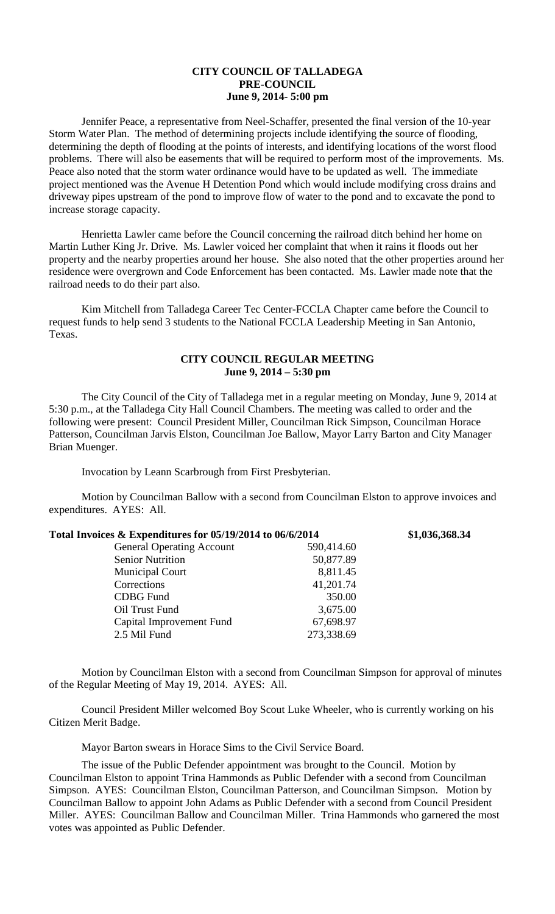**CITY COUNCIL OF TALLADEGA**
**PRE-COUNCIL**
**June 9, 2014- 5:00 pm**

Jennifer Peace, a representative from Neel-Schaffer, presented the final version of the 10-year Storm Water Plan. The method of determining projects include identifying the source of flooding, determining the depth of flooding at the points of interests, and identifying locations of the worst flood problems. There will also be easements that will be required to perform most of the improvements. Ms. Peace also noted that the storm water ordinance would have to be updated as well. The immediate project mentioned was the Avenue H Detention Pond which would include modifying cross drains and driveway pipes upstream of the pond to improve flow of water to the pond and to excavate the pond to increase storage capacity.

Henrietta Lawler came before the Council concerning the railroad ditch behind her home on Martin Luther King Jr. Drive. Ms. Lawler voiced her complaint that when it rains it floods out her property and the nearby properties around her house. She also noted that the other properties around her residence were overgrown and Code Enforcement has been contacted. Ms. Lawler made note that the railroad needs to do their part also.

Kim Mitchell from Talladega Career Tec Center-FCCLA Chapter came before the Council to request funds to help send 3 students to the National FCCLA Leadership Meeting in San Antonio, Texas.

**CITY COUNCIL REGULAR MEETING**
**June 9, 2014 – 5:30 pm**

The City Council of the City of Talladega met in a regular meeting on Monday, June 9, 2014 at 5:30 p.m., at the Talladega City Hall Council Chambers. The meeting was called to order and the following were present: Council President Miller, Councilman Rick Simpson, Councilman Horace Patterson, Councilman Jarvis Elston, Councilman Joe Ballow, Mayor Larry Barton and City Manager Brian Muenger.

Invocation by Leann Scarbrough from First Presbyterian.

Motion by Councilman Ballow with a second from Councilman Elston to approve invoices and expenditures. AYES: All.

**Total Invoices & Expenditures for 05/19/2014 to 06/6/2014** **$1,036,368.34**

| | |
|---|---|
| General Operating Account | 590,414.60 |
| Senior Nutrition | 50,877.89 |
| Municipal Court | 8,811.45 |
| Corrections | 41,201.74 |
| CDBG Fund | 350.00 |
| Oil Trust Fund | 3,675.00 |
| Capital Improvement Fund | 67,698.97 |
| 2.5 Mil Fund | 273,338.69 |

Motion by Councilman Elston with a second from Councilman Simpson for approval of minutes of the Regular Meeting of May 19, 2014. AYES: All.

Council President Miller welcomed Boy Scout Luke Wheeler, who is currently working on his Citizen Merit Badge.

Mayor Barton swears in Horace Sims to the Civil Service Board.

The issue of the Public Defender appointment was brought to the Council. Motion by Councilman Elston to appoint Trina Hammonds as Public Defender with a second from Councilman Simpson. AYES: Councilman Elston, Councilman Patterson, and Councilman Simpson. Motion by Councilman Ballow to appoint John Adams as Public Defender with a second from Council President Miller. AYES: Councilman Ballow and Councilman Miller. Trina Hammonds who garnered the most votes was appointed as Public Defender.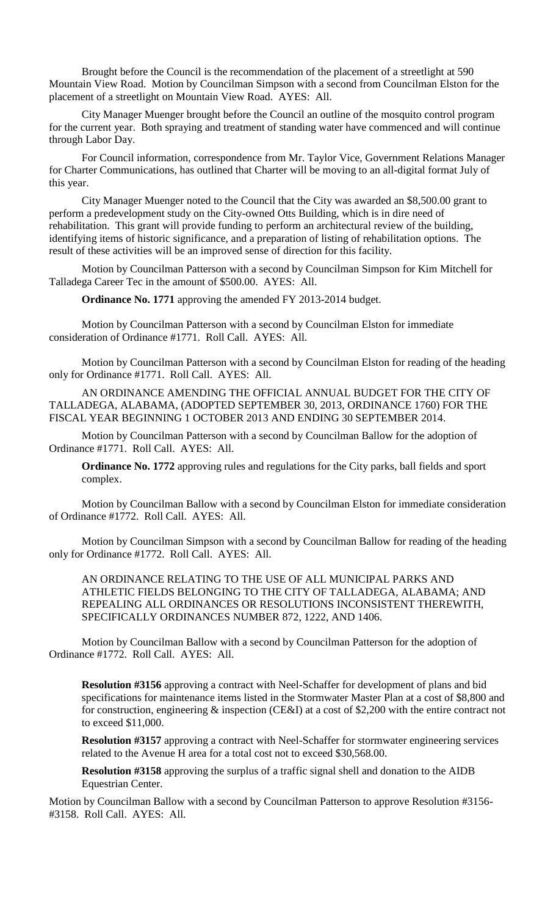Brought before the Council is the recommendation of the placement of a streetlight at 590 Mountain View Road. Motion by Councilman Simpson with a second from Councilman Elston for the placement of a streetlight on Mountain View Road. AYES: All.

City Manager Muenger brought before the Council an outline of the mosquito control program for the current year. Both spraying and treatment of standing water have commenced and will continue through Labor Day.

For Council information, correspondence from Mr. Taylor Vice, Government Relations Manager for Charter Communications, has outlined that Charter will be moving to an all-digital format July of this year.

City Manager Muenger noted to the Council that the City was awarded an $8,500.00 grant to perform a predevelopment study on the City-owned Otts Building, which is in dire need of rehabilitation. This grant will provide funding to perform an architectural review of the building, identifying items of historic significance, and a preparation of listing of rehabilitation options. The result of these activities will be an improved sense of direction for this facility.

Motion by Councilman Patterson with a second by Councilman Simpson for Kim Mitchell for Talladega Career Tec in the amount of $500.00. AYES: All.

**Ordinance No. 1771** approving the amended FY 2013-2014 budget.

Motion by Councilman Patterson with a second by Councilman Elston for immediate consideration of Ordinance #1771. Roll Call. AYES: All.

Motion by Councilman Patterson with a second by Councilman Elston for reading of the heading only for Ordinance #1771. Roll Call. AYES: All.

AN ORDINANCE AMENDING THE OFFICIAL ANNUAL BUDGET FOR THE CITY OF TALLADEGA, ALABAMA, (ADOPTED SEPTEMBER 30, 2013, ORDINANCE 1760) FOR THE FISCAL YEAR BEGINNING 1 OCTOBER 2013 AND ENDING 30 SEPTEMBER 2014.

Motion by Councilman Patterson with a second by Councilman Ballow for the adoption of Ordinance #1771. Roll Call. AYES: All.

**Ordinance No. 1772** approving rules and regulations for the City parks, ball fields and sport complex.

Motion by Councilman Ballow with a second by Councilman Elston for immediate consideration of Ordinance #1772. Roll Call. AYES: All.

Motion by Councilman Simpson with a second by Councilman Ballow for reading of the heading only for Ordinance #1772. Roll Call. AYES: All.

AN ORDINANCE RELATING TO THE USE OF ALL MUNICIPAL PARKS AND ATHLETIC FIELDS BELONGING TO THE CITY OF TALLADEGA, ALABAMA; AND REPEALING ALL ORDINANCES OR RESOLUTIONS INCONSISTENT THEREWITH, SPECIFICALLY ORDINANCES NUMBER 872, 1222, AND 1406.

Motion by Councilman Ballow with a second by Councilman Patterson for the adoption of Ordinance #1772. Roll Call. AYES: All.

**Resolution #3156** approving a contract with Neel-Schaffer for development of plans and bid specifications for maintenance items listed in the Stormwater Master Plan at a cost of $8,800 and for construction, engineering & inspection (CE&I) at a cost of $2,200 with the entire contract not to exceed $11,000.

**Resolution #3157** approving a contract with Neel-Schaffer for stormwater engineering services related to the Avenue H area for a total cost not to exceed $30,568.00.

**Resolution #3158** approving the surplus of a traffic signal shell and donation to the AIDB Equestrian Center.

Motion by Councilman Ballow with a second by Councilman Patterson to approve Resolution #3156-#3158. Roll Call. AYES: All.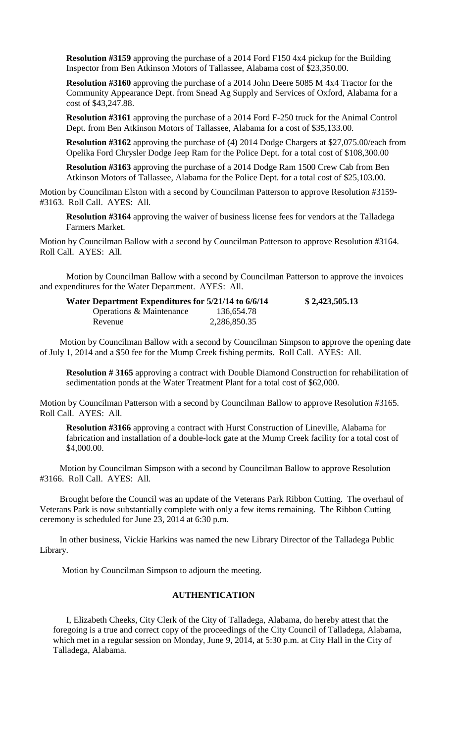**Resolution #3159** approving the purchase of a 2014 Ford F150 4x4 pickup for the Building Inspector from Ben Atkinson Motors of Tallassee, Alabama cost of $23,350.00.

**Resolution #3160** approving the purchase of a 2014 John Deere 5085 M 4x4 Tractor for the Community Appearance Dept. from Snead Ag Supply and Services of Oxford, Alabama for a cost of $43,247.88.

**Resolution #3161** approving the purchase of a 2014 Ford F-250 truck for the Animal Control Dept. from Ben Atkinson Motors of Tallassee, Alabama for a cost of $35,133.00.

**Resolution #3162** approving the purchase of (4) 2014 Dodge Chargers at $27,075.00/each from Opelika Ford Chrysler Dodge Jeep Ram for the Police Dept. for a total cost of $108,300.00

**Resolution #3163** approving the purchase of a 2014 Dodge Ram 1500 Crew Cab from Ben Atkinson Motors of Tallassee, Alabama for the Police Dept. for a total cost of $25,103.00.

Motion by Councilman Elston with a second by Councilman Patterson to approve Resolution #3159-#3163. Roll Call. AYES: All.

**Resolution #3164** approving the waiver of business license fees for vendors at the Talladega Farmers Market.

Motion by Councilman Ballow with a second by Councilman Patterson to approve Resolution #3164. Roll Call. AYES: All.

Motion by Councilman Ballow with a second by Councilman Patterson to approve the invoices and expenditures for the Water Department. AYES: All.

| | | |
|---|---|---|
| **Water Department Expenditures for 5/21/14 to 6/6/14** | | **$ 2,423,505.13** |
| Operations & Maintenance | 136,654.78 | |
| Revenue | 2,286,850.35 | |

Motion by Councilman Ballow with a second by Councilman Simpson to approve the opening date of July 1, 2014 and a $50 fee for the Mump Creek fishing permits. Roll Call. AYES: All.

**Resolution # 3165** approving a contract with Double Diamond Construction for rehabilitation of sedimentation ponds at the Water Treatment Plant for a total cost of $62,000.

Motion by Councilman Patterson with a second by Councilman Ballow to approve Resolution #3165. Roll Call. AYES: All.

**Resolution #3166** approving a contract with Hurst Construction of Lineville, Alabama for fabrication and installation of a double-lock gate at the Mump Creek facility for a total cost of $4,000.00.

Motion by Councilman Simpson with a second by Councilman Ballow to approve Resolution #3166. Roll Call. AYES: All.

Brought before the Council was an update of the Veterans Park Ribbon Cutting. The overhaul of Veterans Park is now substantially complete with only a few items remaining. The Ribbon Cutting ceremony is scheduled for June 23, 2014 at 6:30 p.m.

In other business, Vickie Harkins was named the new Library Director of the Talladega Public Library.

Motion by Councilman Simpson to adjourn the meeting.

**AUTHENTICATION**

I, Elizabeth Cheeks, City Clerk of the City of Talladega, Alabama, do hereby attest that the foregoing is a true and correct copy of the proceedings of the City Council of Talladega, Alabama, which met in a regular session on Monday, June 9, 2014, at 5:30 p.m. at City Hall in the City of Talladega, Alabama.